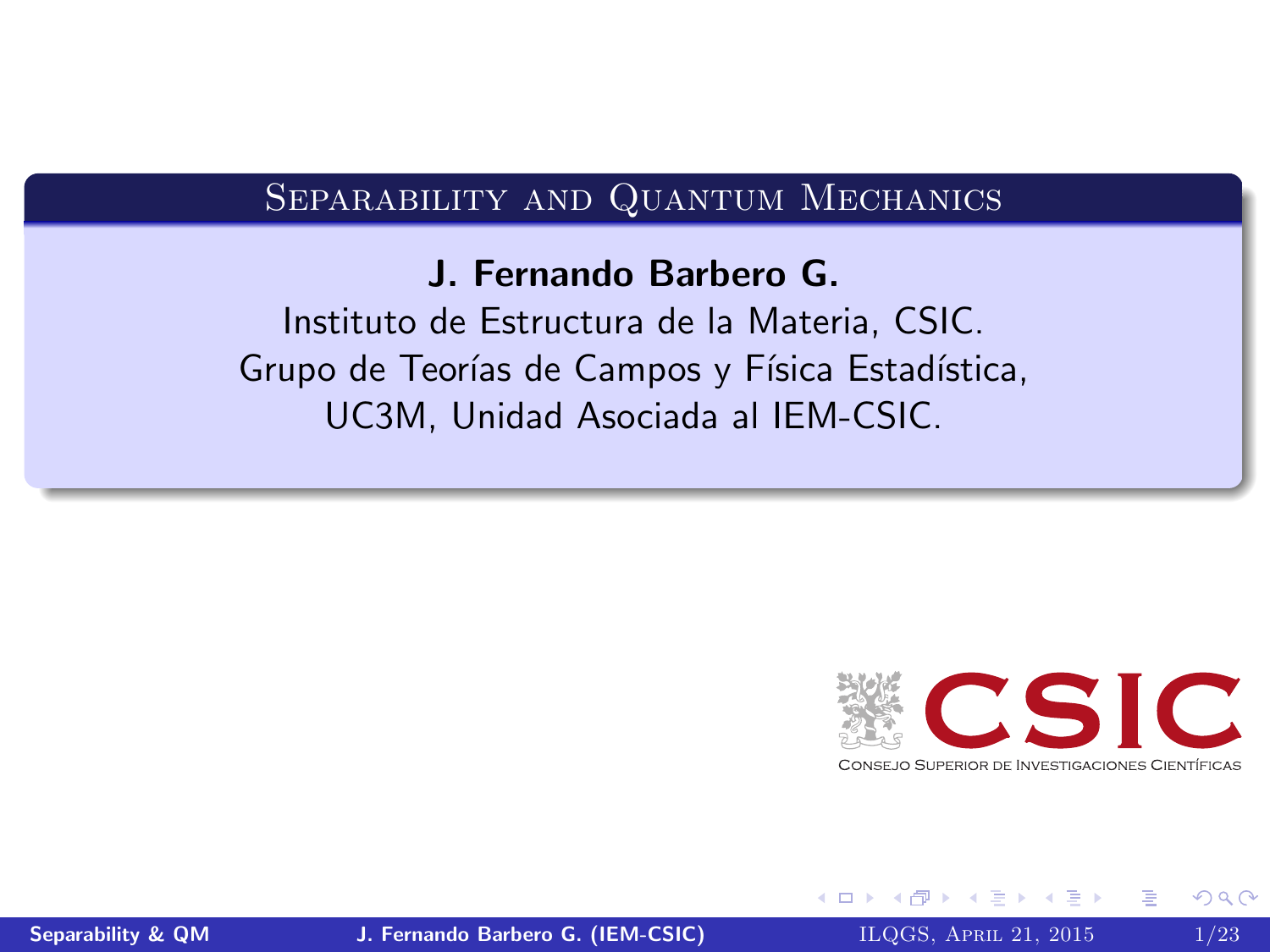# Separability and Quantum Mechanics

**J. Fernando Barbero G.**

Instituto de Estructura de la Materia, CSIC.
Grupo de Teorías de Campos y Física Estadística,
UC3M, Unidad Asociada al IEM-CSIC.

CSIC
Consejo Superior de Investigaciones Científicas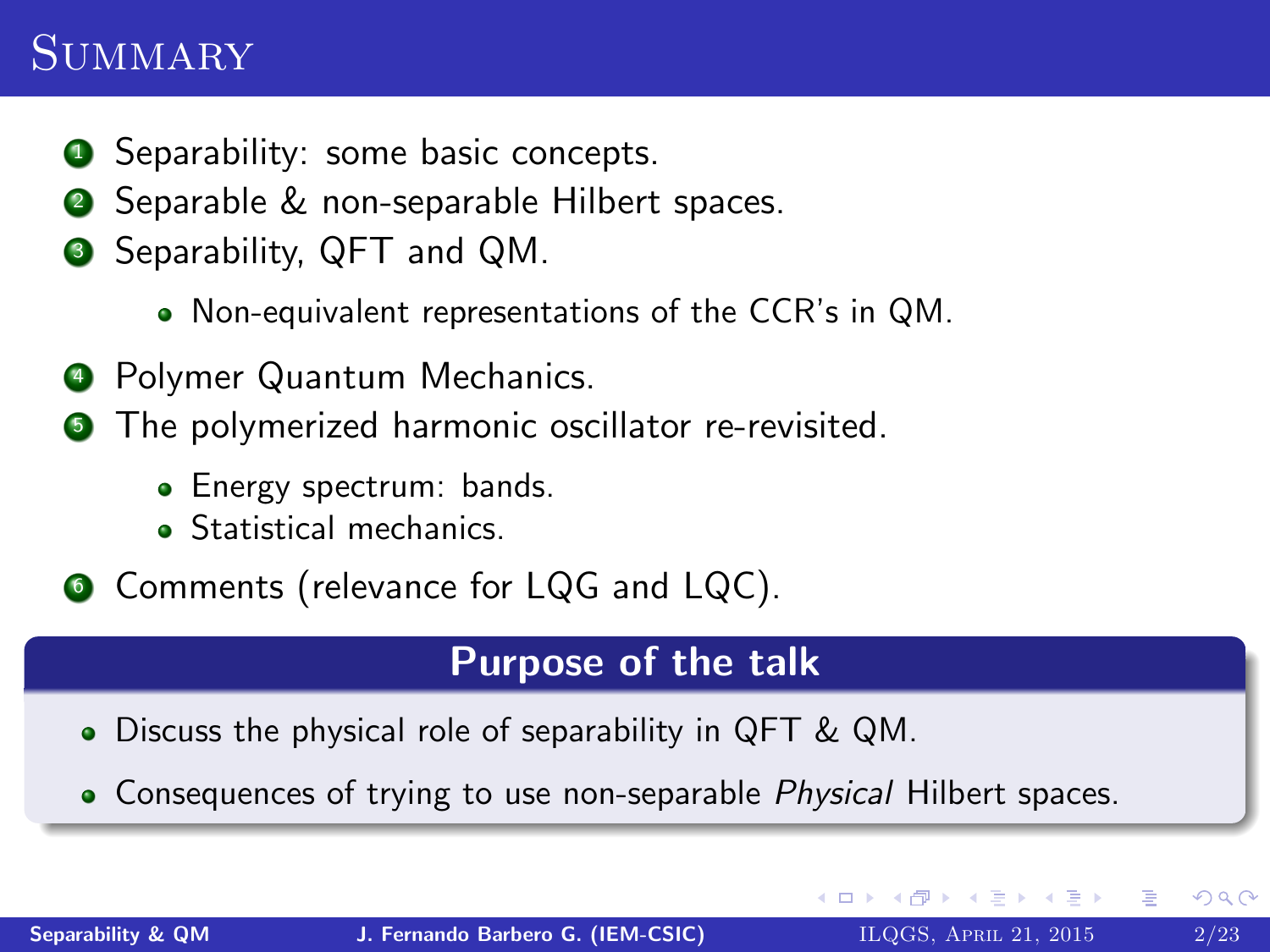# Summary

1. Separability: some basic concepts.
2. Separable & non-separable Hilbert spaces.
3. Separability, QFT and QM.
   - Non-equivalent representations of the CCR's in QM.
4. Polymer Quantum Mechanics.
5. The polymerized harmonic oscillator re-revisited.
   - Energy spectrum: bands.
   - Statistical mechanics.
6. Comments (relevance for LQG and LQC).

## Purpose of the talk

- Discuss the physical role of separability in QFT & QM.
- Consequences of trying to use non-separable *Physical* Hilbert spaces.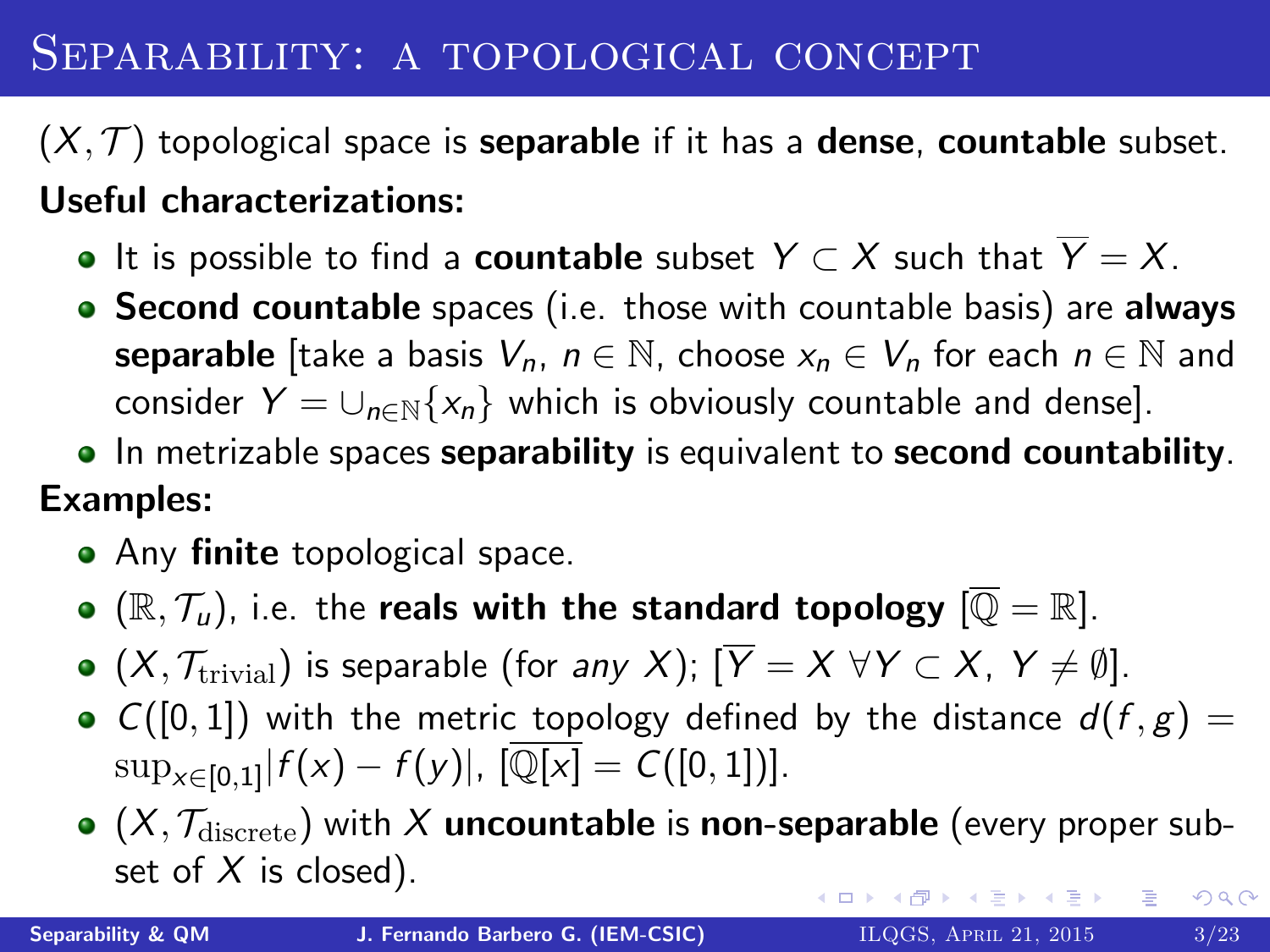# Separability: a topological concept

$(X, \mathcal{T})$ topological space is **separable** if it has a **dense**, **countable** subset.

**Useful characterizations:**

- It is possible to find a **countable** subset $Y \subset X$ such that $\overline{Y} = X$.
- **Second countable** spaces (i.e. those with countable basis) are **always separable** [take a basis $V_n$, $n \in \mathbb{N}$, choose $x_n \in V_n$ for each $n \in \mathbb{N}$ and consider $Y = \cup_{n\in\mathbb{N}}\{x_n\}$ which is obviously countable and dense].
- In metrizable spaces **separability** is equivalent to **second countability**.

**Examples:**

- Any **finite** topological space.
- $(\mathbb{R}, \mathcal{T}_u)$, i.e. the **reals with the standard topology** [$\overline{\mathbb{Q}} = \mathbb{R}$].
- $(X, \mathcal{T}_{\mathrm{trivial}})$ is separable (for *any* $X$); [$\overline{Y} = X \; \forall Y \subset X, \; Y \neq \emptyset$].
- $C([0,1])$ with the metric topology defined by the distance $d(f,g) = \sup_{x\in[0,1]}|f(x) - f(y)|$, [$\overline{\mathbb{Q}[x]} = C([0,1])$].
- $(X, \mathcal{T}_{\mathrm{discrete}})$ with $X$ **uncountable** is **non-separable** (every proper subset of $X$ is closed).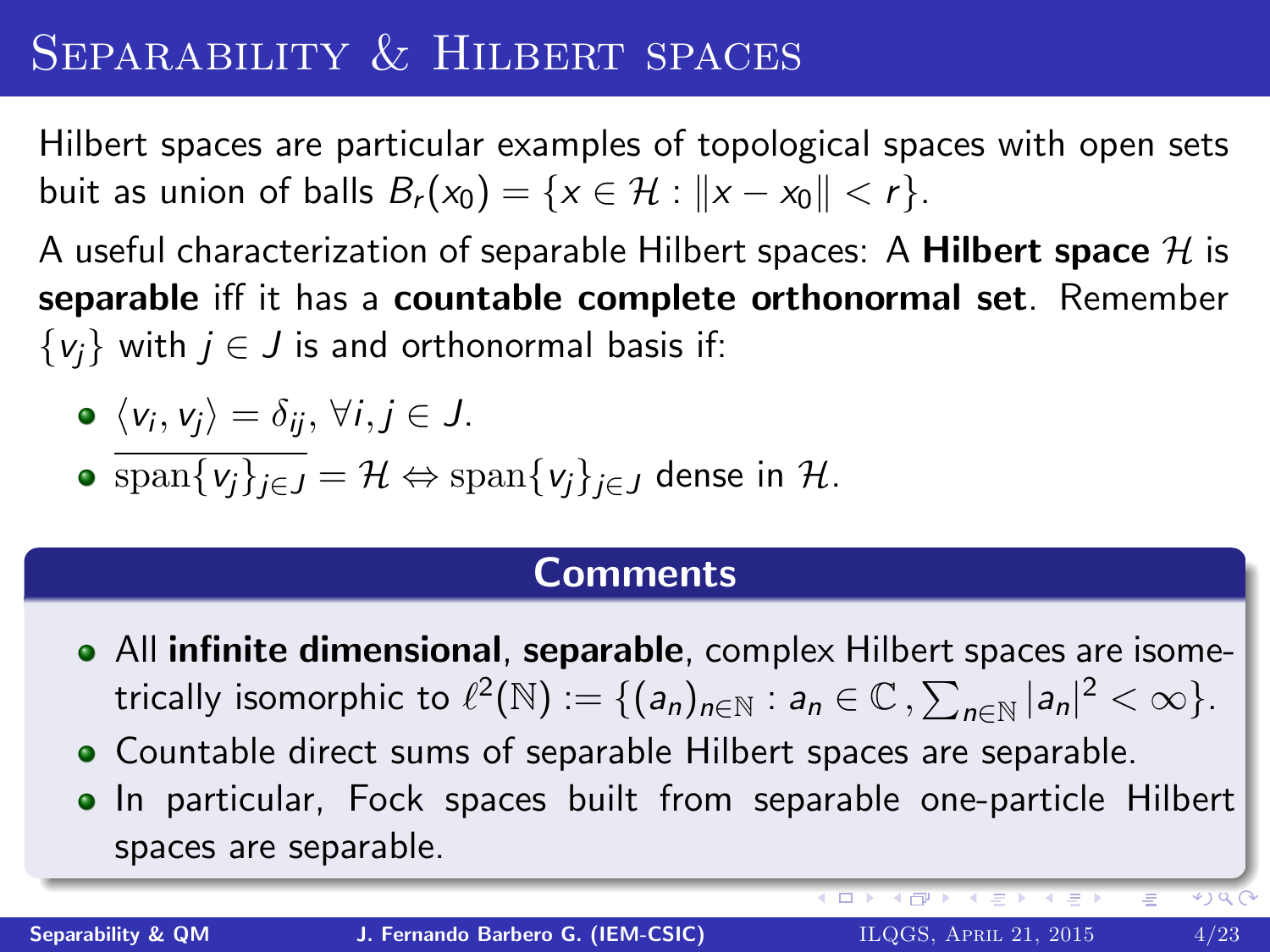# Separability & Hilbert spaces

Hilbert spaces are particular examples of topological spaces with open sets buit as union of balls $B_r(x_0) = \{x \in \mathcal{H} : \|x - x_0\| < r\}$.

A useful characterization of separable Hilbert spaces: A **Hilbert space** $\mathcal{H}$ is **separable** iff it has a **countable complete orthonormal set**. Remember $\{v_j\}$ with $j \in J$ is and orthonormal basis if:

- $\langle v_i, v_j \rangle = \delta_{ij}, \forall i, j \in J$.
- $\overline{\text{span}\{v_j\}_{j \in J}} = \mathcal{H} \Leftrightarrow \text{span}\{v_j\}_{j \in J}$ dense in $\mathcal{H}$.

## Comments

- All **infinite dimensional**, **separable**, complex Hilbert spaces are isometrically isomorphic to $\ell^2(\mathbb{N}) := \{(a_n)_{n \in \mathbb{N}} : a_n \in \mathbb{C}\,, \sum_{n \in \mathbb{N}} |a_n|^2 < \infty\}$.
- Countable direct sums of separable Hilbert spaces are separable.
- In particular, Fock spaces built from separable one-particle Hilbert spaces are separable.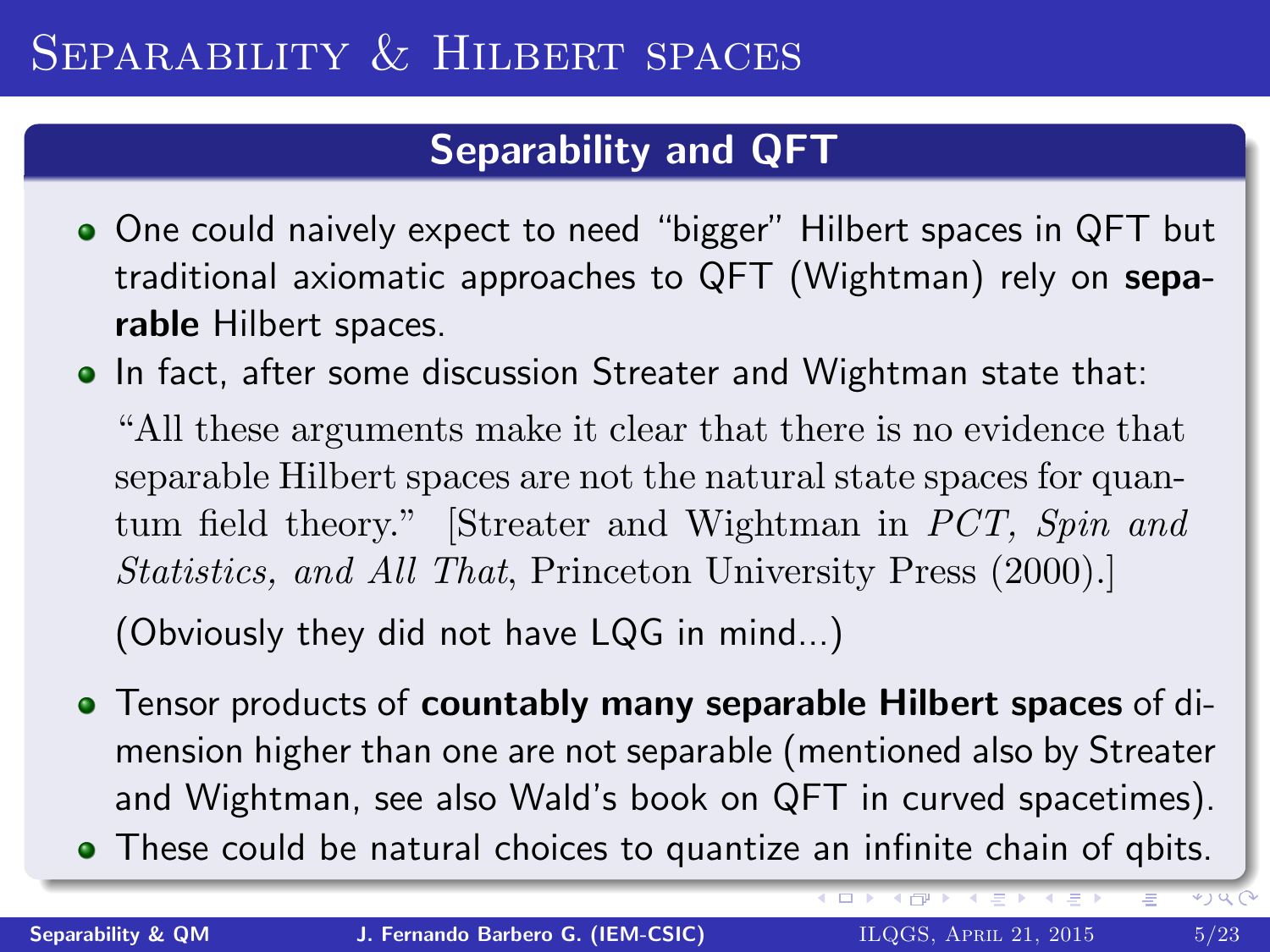# Separability & Hilbert spaces

## Separability and QFT

- One could naively expect to need "bigger" Hilbert spaces in QFT but traditional axiomatic approaches to QFT (Wightman) rely on **separable** Hilbert spaces.
- In fact, after some discussion Streater and Wightman state that:

  "All these arguments make it clear that there is no evidence that separable Hilbert spaces are not the natural state spaces for quantum field theory." [Streater and Wightman in *PCT, Spin and Statistics, and All That*, Princeton University Press (2000).]

  (Obviously they did not have LQG in mind...)

- Tensor products of **countably many separable Hilbert spaces** of dimension higher than one are not separable (mentioned also by Streater and Wightman, see also Wald's book on QFT in curved spacetimes).
- These could be natural choices to quantize an infinite chain of qbits.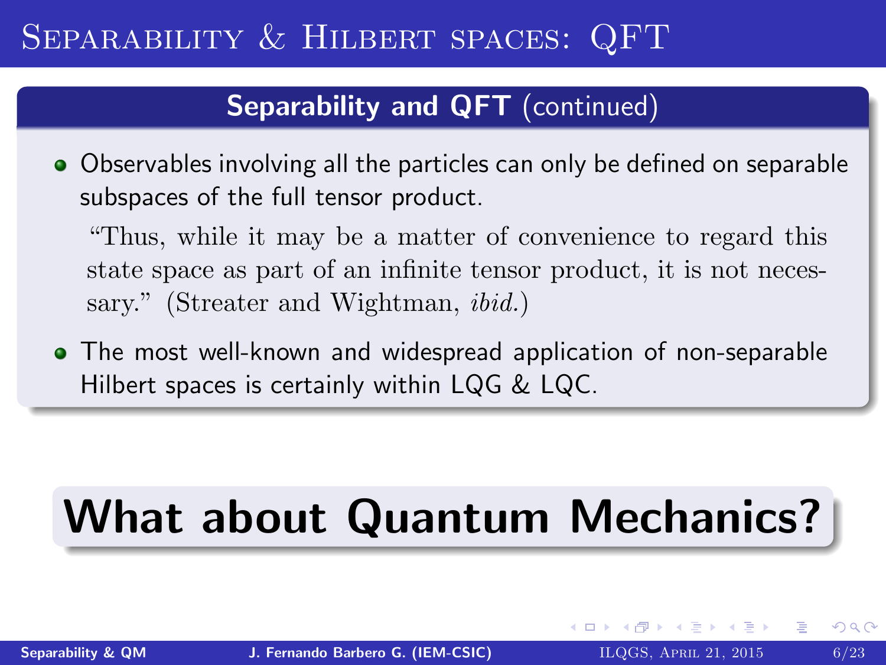# Separability & Hilbert spaces: QFT

## Separability and QFT (continued)

- Observables involving all the particles can only be defined on separable subspaces of the full tensor product.

  "Thus, while it may be a matter of convenience to regard this state space as part of an infinite tensor product, it is not necessary." (Streater and Wightman, *ibid.*)

- The most well-known and widespread application of non-separable Hilbert spaces is certainly within LQG & LQC.

**What about Quantum Mechanics?**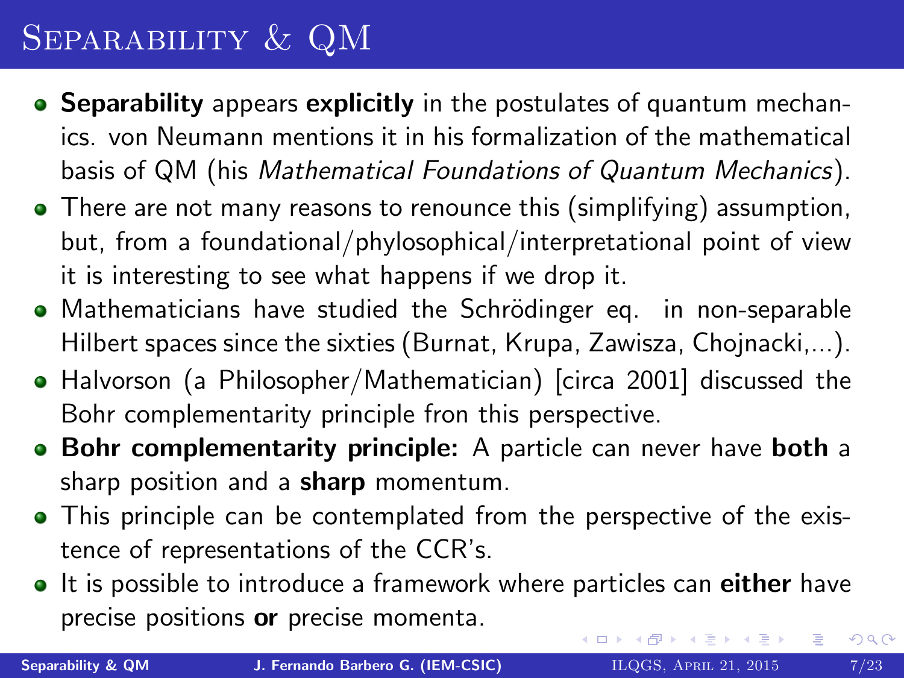# Separability & QM

- **Separability** appears **explicitly** in the postulates of quantum mechanics. von Neumann mentions it in his formalization of the mathematical basis of QM (his *Mathematical Foundations of Quantum Mechanics*).
- There are not many reasons to renounce this (simplifying) assumption, but, from a foundational/phylosophical/interpretational point of view it is interesting to see what happens if we drop it.
- Mathematicians have studied the Schrödinger eq. in non-separable Hilbert spaces since the sixties (Burnat, Krupa, Zawisza, Chojnacki,...).
- Halvorson (a Philosopher/Mathematician) [circa 2001] discussed the Bohr complementarity principle fron this perspective.
- **Bohr complementarity principle:** A particle can never have **both** a sharp position and a **sharp** momentum.
- This principle can be contemplated from the perspective of the existence of representations of the CCR's.
- It is possible to introduce a framework where particles can **either** have precise positions **or** precise momenta.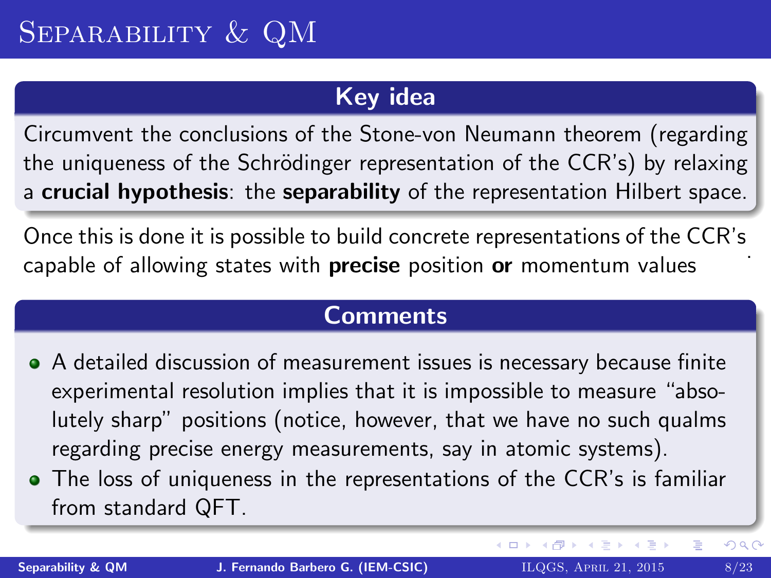# Separability & QM

## Key idea

Circumvent the conclusions of the Stone-von Neumann theorem (regarding the uniqueness of the Schrödinger representation of the CCR's) by relaxing a **crucial hypothesis**: the **separability** of the representation Hilbert space.

Once this is done it is possible to build concrete representations of the CCR's capable of allowing states with **precise** position **or** momentum values .

## Comments

- A detailed discussion of measurement issues is necessary because finite experimental resolution implies that it is impossible to measure "absolutely sharp" positions (notice, however, that we have no such qualms regarding precise energy measurements, say in atomic systems).
- The loss of uniqueness in the representations of the CCR's is familiar from standard QFT.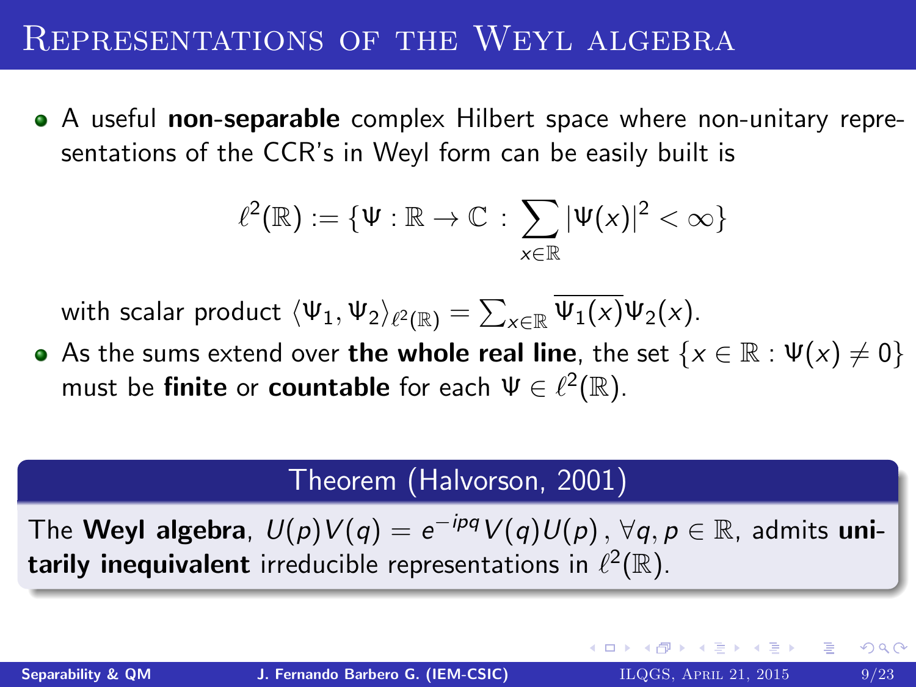# Representations of the Weyl algebra

- A useful **non-separable** complex Hilbert space where non-unitary representations of the CCR's in Weyl form can be easily built is

$$\ell^2(\mathbb{R}) := \{\Psi : \mathbb{R} \to \mathbb{C} \, : \, \sum_{x \in \mathbb{R}} |\Psi(x)|^2 < \infty\}$$

  with scalar product $\langle \Psi_1, \Psi_2 \rangle_{\ell^2(\mathbb{R})} = \sum_{x \in \mathbb{R}} \overline{\Psi_1(x)} \Psi_2(x)$.

- As the sums extend over **the whole real line**, the set $\{x \in \mathbb{R} : \Psi(x) \neq 0\}$ must be **finite** or **countable** for each $\Psi \in \ell^2(\mathbb{R})$.

**Theorem (Halvorson, 2001)**

The **Weyl algebra**, $U(p)V(q) = e^{-ipq} V(q)U(p)$, $\forall q, p \in \mathbb{R}$, admits **unitarily inequivalent** irreducible representations in $\ell^2(\mathbb{R})$.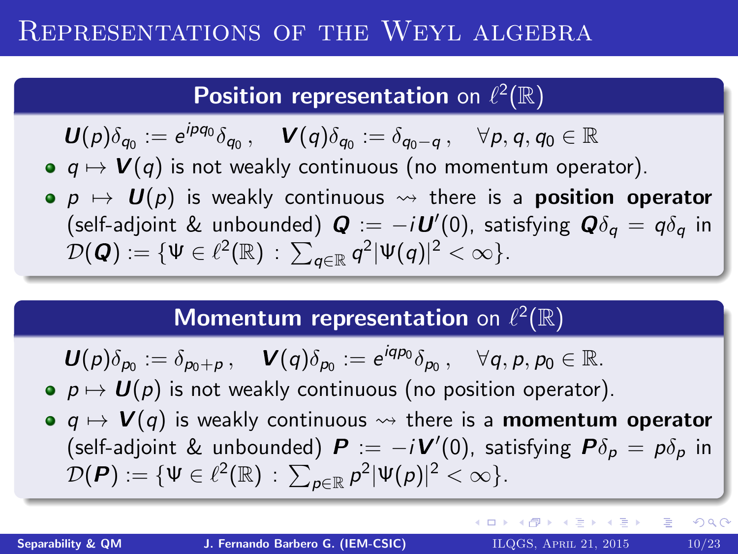# Representations of the Weyl algebra

## Position representation on $\ell^2(\mathbb{R})$

$$\boldsymbol{U}(p)\delta_{q_0} := e^{ipq_0}\delta_{q_0}\,, \quad \boldsymbol{V}(q)\delta_{q_0} := \delta_{q_0-q}\,, \quad \forall p, q, q_0 \in \mathbb{R}$$

- $q \mapsto \boldsymbol{V}(q)$ is not weakly continuous (no momentum operator).
- $p \mapsto \boldsymbol{U}(p)$ is weakly continuous $\rightsquigarrow$ there is a **position operator** (self-adjoint & unbounded) $\boldsymbol{Q} := -i\boldsymbol{U}'(0)$, satisfying $\boldsymbol{Q}\delta_q = q\delta_q$ in $\mathcal{D}(\boldsymbol{Q}) := \{\Psi \in \ell^2(\mathbb{R}) : \sum_{q\in\mathbb{R}} q^2|\Psi(q)|^2 < \infty\}$.

## Momentum representation on $\ell^2(\mathbb{R})$

$$\boldsymbol{U}(p)\delta_{p_0} := \delta_{p_0+p}\,, \quad \boldsymbol{V}(q)\delta_{p_0} := e^{iqp_0}\delta_{p_0}\,, \quad \forall q, p, p_0 \in \mathbb{R}.$$

- $p \mapsto \boldsymbol{U}(p)$ is not weakly continuous (no position operator).
- $q \mapsto \boldsymbol{V}(q)$ is weakly continuous $\rightsquigarrow$ there is a **momentum operator** (self-adjoint & unbounded) $\boldsymbol{P} := -i\boldsymbol{V}'(0)$, satisfying $\boldsymbol{P}\delta_p = p\delta_p$ in $\mathcal{D}(\boldsymbol{P}) := \{\Psi \in \ell^2(\mathbb{R}) : \sum_{p\in\mathbb{R}} p^2|\Psi(p)|^2 < \infty\}$.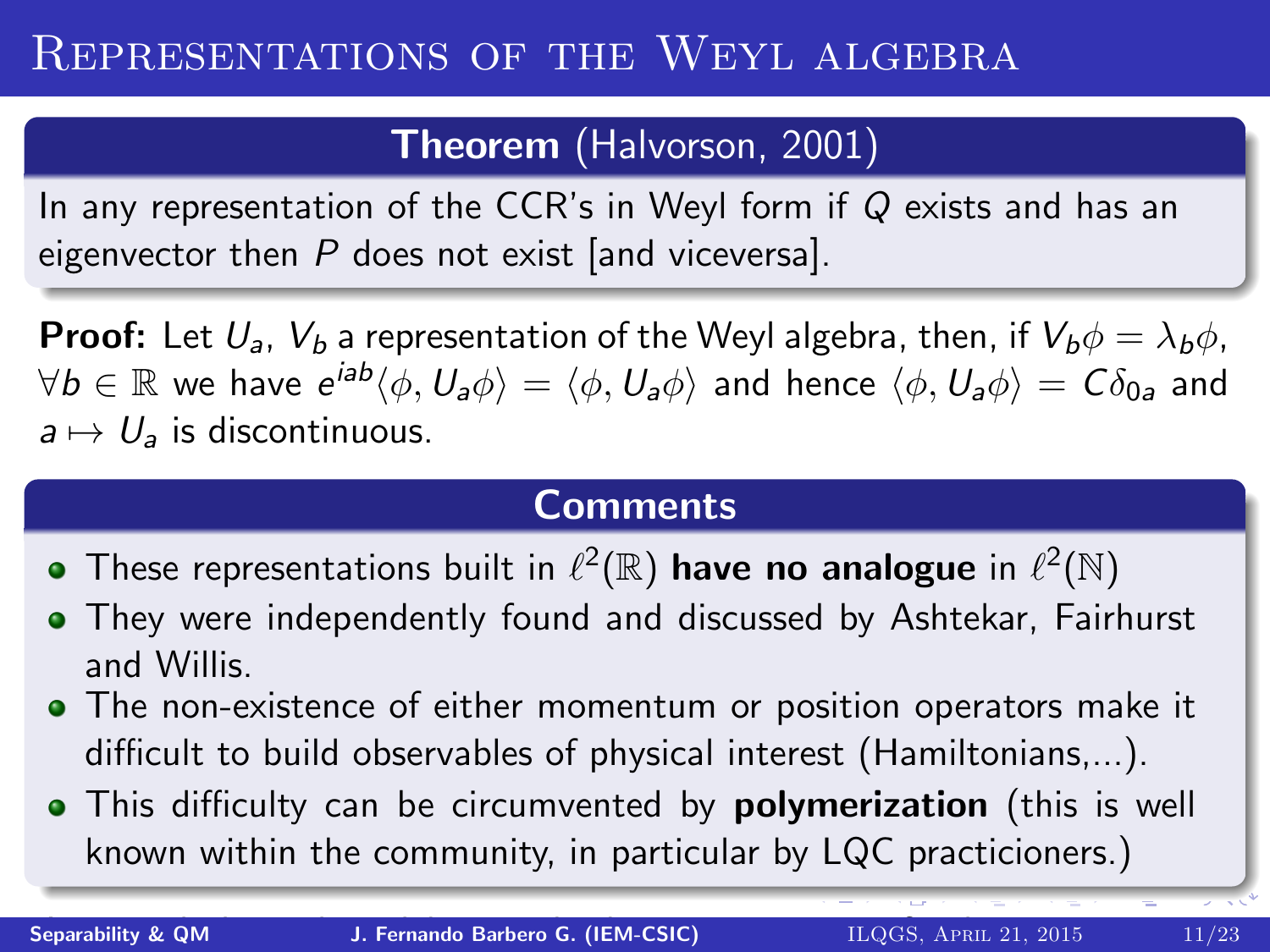# Representations of the Weyl algebra

**Theorem** (Halvorson, 2001)

In any representation of the CCR's in Weyl form if $Q$ exists and has an eigenvector then $P$ does not exist [and viceversa].

**Proof:** Let $U_a$, $V_b$ a representation of the Weyl algebra, then, if $V_b\phi = \lambda_b\phi$, $\forall b \in \mathbb{R}$ we have $e^{iab}\langle\phi, U_a\phi\rangle = \langle\phi, U_a\phi\rangle$ and hence $\langle\phi, U_a\phi\rangle = C\delta_{0a}$ and $a \mapsto U_a$ is discontinuous.

**Comments**

- These representations built in $\ell^2(\mathbb{R})$ **have no analogue** in $\ell^2(\mathbb{N})$
- They were independently found and discussed by Ashtekar, Fairhurst and Willis.
- The non-existence of either momentum or position operators make it difficult to build observables of physical interest (Hamiltonians,...).
- This difficulty can be circumvented by **polymerization** (this is well known within the community, in particular by LQC practicioners.)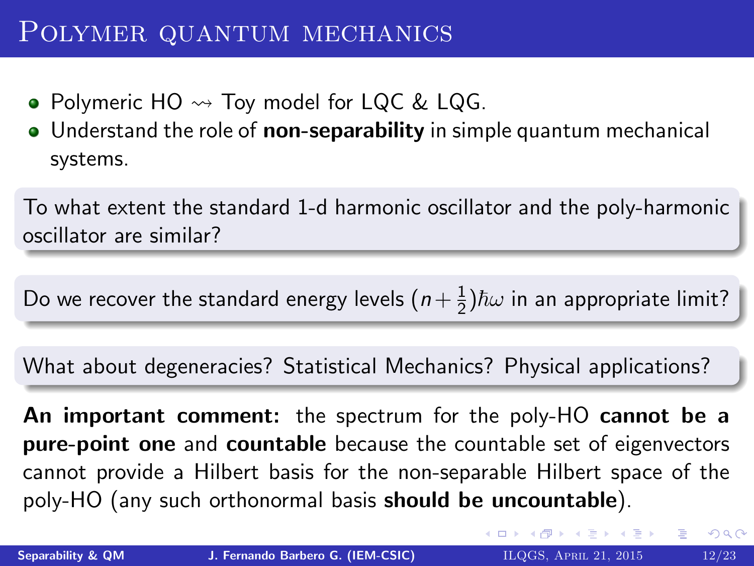# Polymer quantum mechanics

- Polymeric HO $\rightsquigarrow$ Toy model for LQC & LQG.
- Understand the role of **non-separability** in simple quantum mechanical systems.

To what extent the standard 1-d harmonic oscillator and the poly-harmonic oscillator are similar?

Do we recover the standard energy levels $(n+\frac{1}{2})\hbar\omega$ in an appropriate limit?

What about degeneracies? Statistical Mechanics? Physical applications?

**An important comment:** the spectrum for the poly-HO **cannot be a pure-point one** and **countable** because the countable set of eigenvectors cannot provide a Hilbert basis for the non-separable Hilbert space of the poly-HO (any such orthonormal basis **should be uncountable**).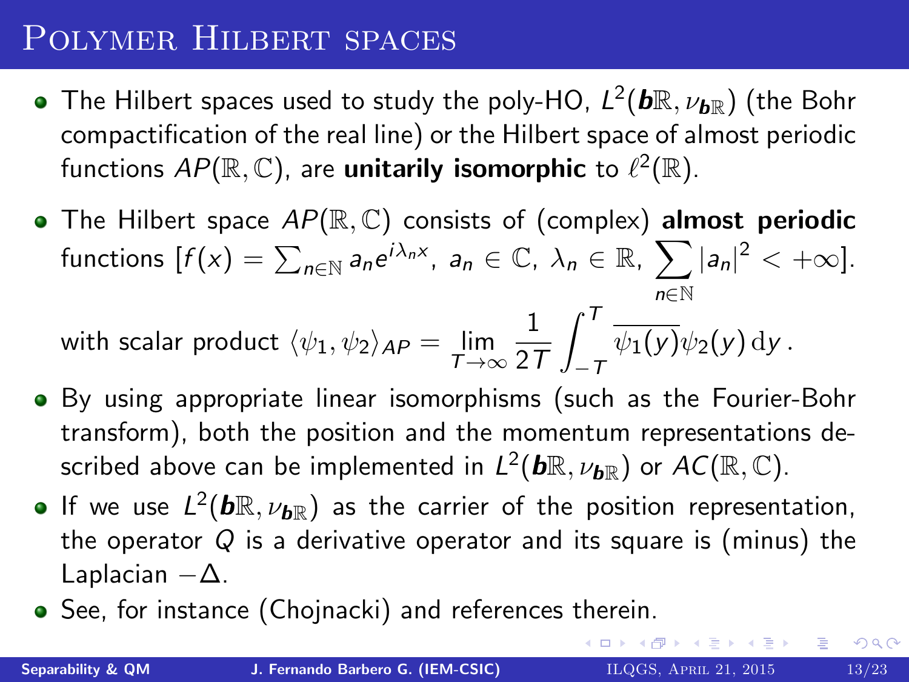# Polymer Hilbert spaces

- The Hilbert spaces used to study the poly-HO, $L^2(\boldsymbol{b}\mathbb{R}, \nu_{\boldsymbol{b}\mathbb{R}})$ (the Bohr compactification of the real line) or the Hilbert space of almost periodic functions $AP(\mathbb{R}, \mathbb{C})$, are **unitarily isomorphic** to $\ell^2(\mathbb{R})$.
- The Hilbert space $AP(\mathbb{R}, \mathbb{C})$ consists of (complex) **almost periodic** functions $[f(x) = \sum_{n\in\mathbb{N}} a_n e^{i\lambda_n x},\ a_n \in \mathbb{C},\ \lambda_n \in \mathbb{R},\ \sum_{n\in\mathbb{N}} |a_n|^2 < +\infty]$.

  with scalar product $\langle \psi_1, \psi_2 \rangle_{AP} = \lim_{T\to\infty} \dfrac{1}{2T} \displaystyle\int_{-T}^{T} \overline{\psi_1(y)}\psi_2(y)\,\mathrm{d}y\,.$
- By using appropriate linear isomorphisms (such as the Fourier-Bohr transform), both the position and the momentum representations described above can be implemented in $L^2(\boldsymbol{b}\mathbb{R}, \nu_{\boldsymbol{b}\mathbb{R}})$ or $AC(\mathbb{R}, \mathbb{C})$.
- If we use $L^2(\boldsymbol{b}\mathbb{R}, \nu_{\boldsymbol{b}\mathbb{R}})$ as the carrier of the position representation, the operator $Q$ is a derivative operator and its square is (minus) the Laplacian $-\Delta$.
- See, for instance (Chojnacki) and references therein.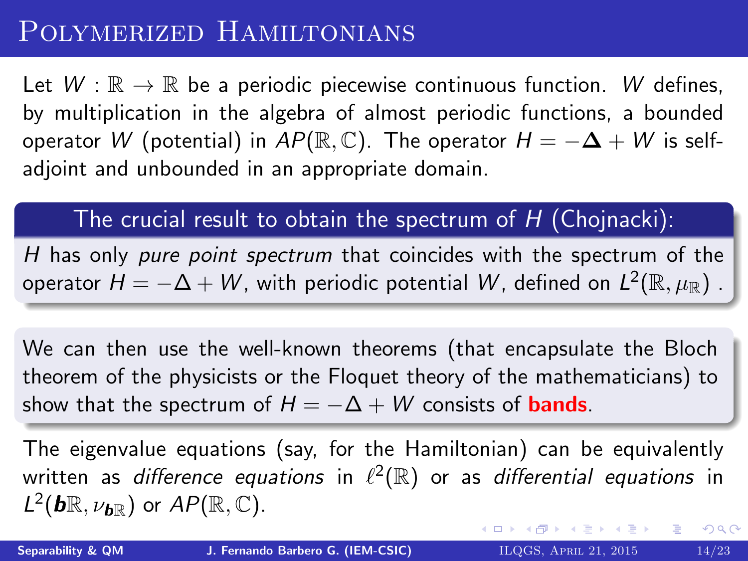# Polymerized Hamiltonians

Let $W : \mathbb{R} \to \mathbb{R}$ be a periodic piecewise continuous function. $W$ defines, by multiplication in the algebra of almost periodic functions, a bounded operator $W$ (potential) in $AP(\mathbb{R}, \mathbb{C})$. The operator $H = -\boldsymbol{\Delta} + W$ is self-adjoint and unbounded in an appropriate domain.

**The crucial result to obtain the spectrum of $H$ (Chojnacki):**

$H$ has only *pure point spectrum* that coincides with the spectrum of the operator $H = -\Delta + W$, with periodic potential $W$, defined on $L^2(\mathbb{R}, \mu_{\mathbb{R}})$ .

We can then use the well-known theorems (that encapsulate the Bloch theorem of the physicists or the Floquet theory of the mathematicians) to show that the spectrum of $H = -\Delta + W$ consists of **bands**.

The eigenvalue equations (say, for the Hamiltonian) can be equivalently written as *difference equations* in $\ell^2(\mathbb{R})$ or as *differential equations* in $L^2(\boldsymbol{b}\mathbb{R}, \nu_{\boldsymbol{b}\mathbb{R}})$ or $AP(\mathbb{R}, \mathbb{C})$.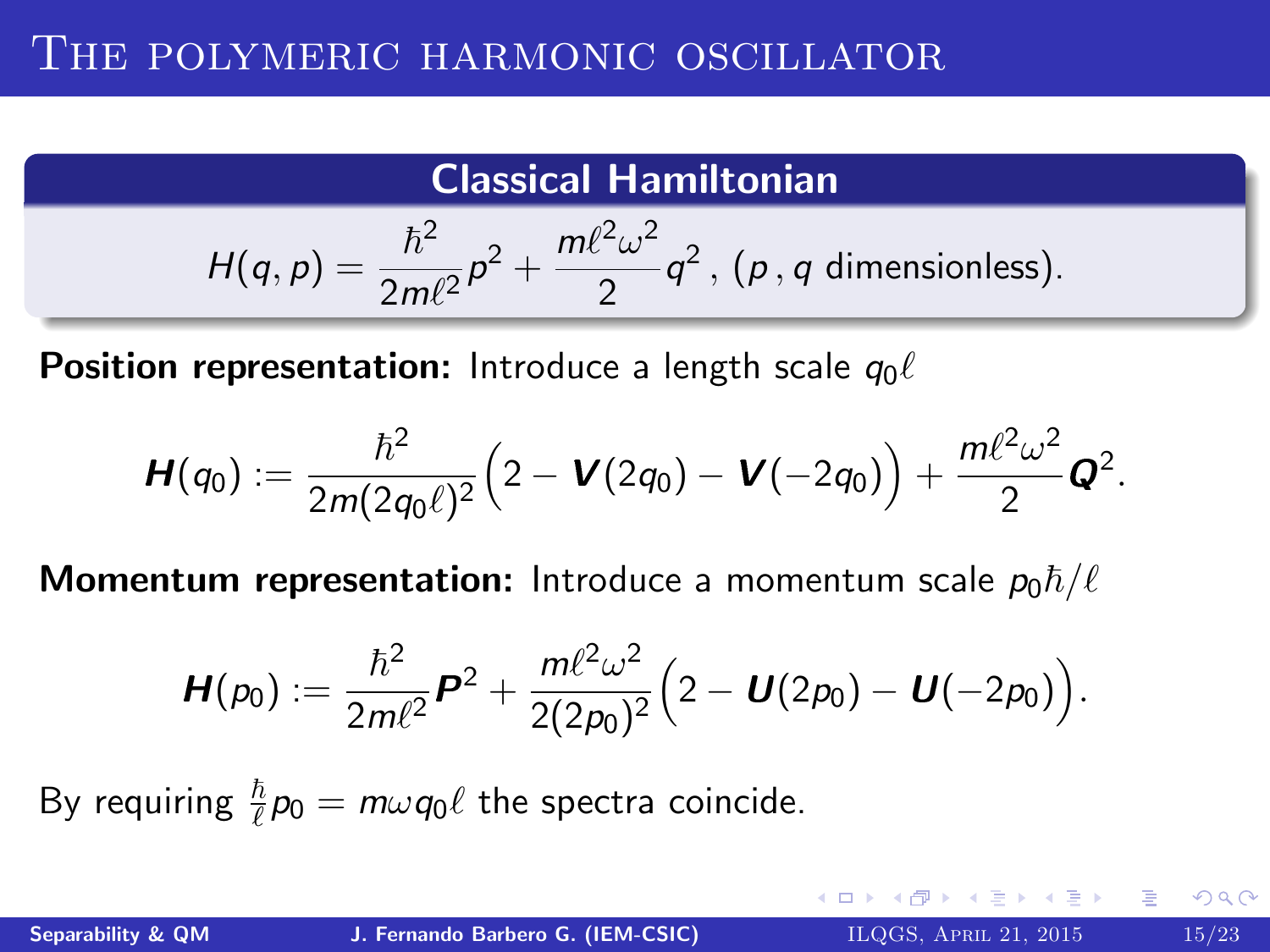# The polymeric harmonic oscillator

**Classical Hamiltonian**

$$H(q,p) = \frac{\hbar^2}{2m\ell^2}p^2 + \frac{m\ell^2\omega^2}{2}q^2 \,,\; (p\,,q \text{ dimensionless}).$$

**Position representation:** Introduce a length scale $q_0\ell$

$$\boldsymbol{H}(q_0) := \frac{\hbar^2}{2m(2q_0\ell)^2}\Big(2 - \boldsymbol{V}(2q_0) - \boldsymbol{V}(-2q_0)\Big) + \frac{m\ell^2\omega^2}{2}\boldsymbol{Q}^2.$$

**Momentum representation:** Introduce a momentum scale $p_0\hbar/\ell$

$$\boldsymbol{H}(p_0) := \frac{\hbar^2}{2m\ell^2}\boldsymbol{P}^2 + \frac{m\ell^2\omega^2}{2(2p_0)^2}\Big(2 - \boldsymbol{U}(2p_0) - \boldsymbol{U}(-2p_0)\Big).$$

By requiring $\frac{\hbar}{\ell}p_0 = m\omega q_0 \ell$ the spectra coincide.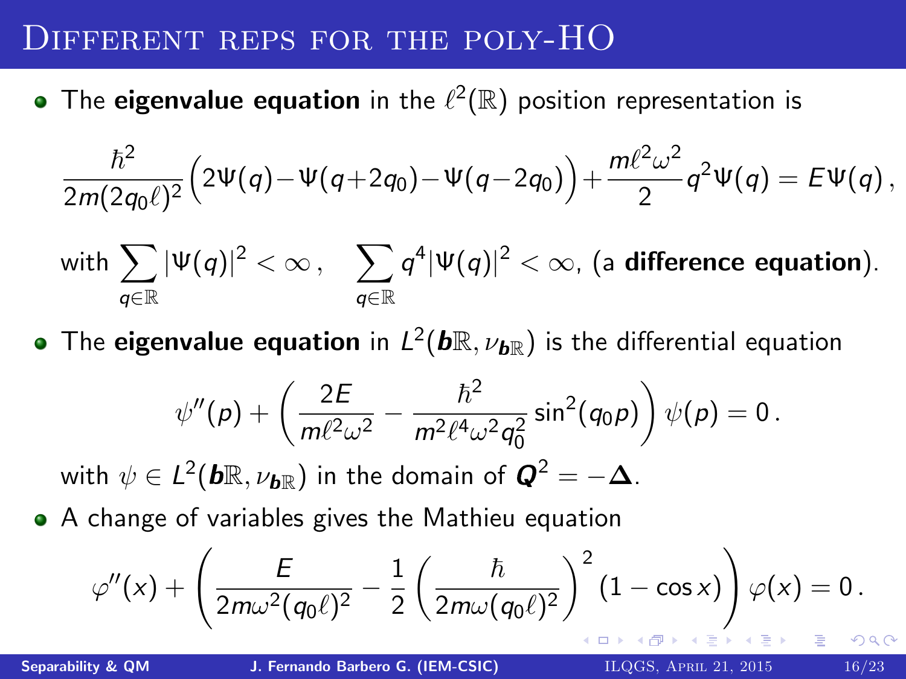# Different reps for the poly-HO

- The **eigenvalue equation** in the $\ell^2(\mathbb{R})$ position representation is

$$\frac{\hbar^2}{2m(2q_0\ell)^2}\Big(2\Psi(q)-\Psi(q+2q_0)-\Psi(q-2q_0)\Big)+\frac{m\ell^2\omega^2}{2}q^2\Psi(q)=E\Psi(q)\,,$$

with $\displaystyle\sum_{q\in\mathbb{R}}|\Psi(q)|^2<\infty\,,\quad \sum_{q\in\mathbb{R}}q^4|\Psi(q)|^2<\infty$, (a **difference equation**).

- The **eigenvalue equation** in $L^2(\boldsymbol{b}\mathbb{R},\nu_{\boldsymbol{b}\mathbb{R}})$ is the differential equation

$$\psi''(p)+\left(\frac{2E}{m\ell^2\omega^2}-\frac{\hbar^2}{m^2\ell^4\omega^2q_0^2}\sin^2(q_0p)\right)\psi(p)=0\,.$$

with $\psi\in L^2(\boldsymbol{b}\mathbb{R},\nu_{\boldsymbol{b}\mathbb{R}})$ in the domain of $\boldsymbol{Q}^2=-\boldsymbol{\Delta}$.

- A change of variables gives the Mathieu equation

$$\varphi''(x)+\left(\frac{E}{2m\omega^2(q_0\ell)^2}-\frac{1}{2}\left(\frac{\hbar}{2m\omega(q_0\ell)^2}\right)^2(1-\cos x)\right)\varphi(x)=0\,.$$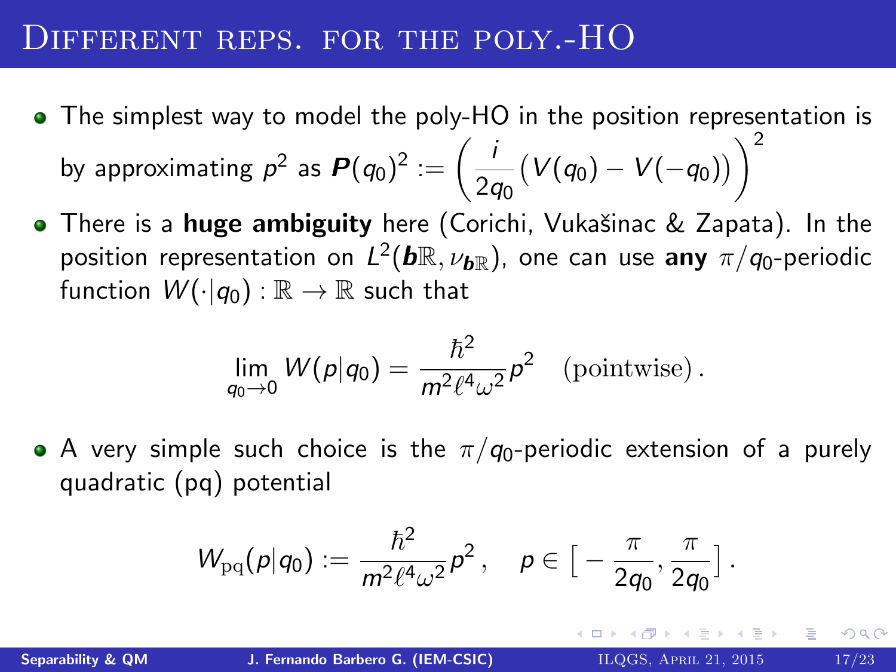# Different reps. for the poly.-HO

- The simplest way to model the poly-HO in the position representation is by approximating $p^2$ as $\boldsymbol{P}(q_0)^2 := \left(\frac{i}{2q_0}\big(V(q_0) - V(-q_0)\big)\right)^2$
- There is a **huge ambiguity** here (Corichi, Vukašinac & Zapata). In the position representation on $L^2(\boldsymbol{b}\mathbb{R}, \nu_{\boldsymbol{b}\mathbb{R}})$, one can use **any** $\pi/q_0$-periodic function $W(\cdot|q_0) : \mathbb{R} \to \mathbb{R}$ such that

$$\lim_{q_0 \to 0} W(p|q_0) = \frac{\hbar^2}{m^2 \ell^4 \omega^2} p^2 \quad \text{(pointwise)}\,.$$

- A very simple such choice is the $\pi/q_0$-periodic extension of a purely quadratic (pq) potential

$$W_{\mathrm{pq}}(p|q_0) := \frac{\hbar^2}{m^2 \ell^4 \omega^2} p^2\,, \quad p \in \Big[-\frac{\pi}{2q_0}, \frac{\pi}{2q_0}\Big]\,.$$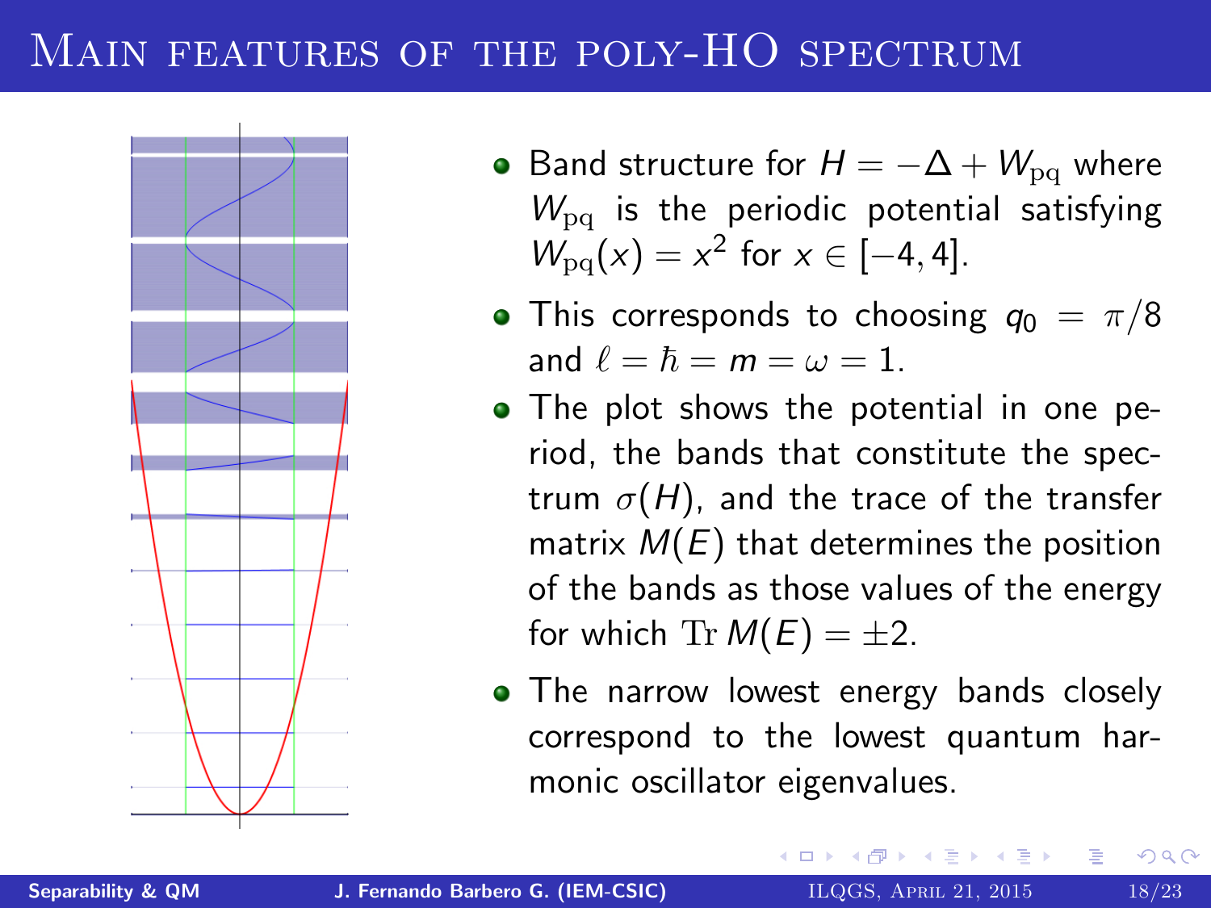# Main features of the poly-HO spectrum

- Band structure for $H = -\Delta + W_{\mathrm{pq}}$ where $W_{\mathrm{pq}}$ is the periodic potential satisfying $W_{\mathrm{pq}}(x) = x^2$ for $x \in [-4, 4]$.
- This corresponds to choosing $q_0 = \pi/8$ and $\ell = \hbar = m = \omega = 1$.
- The plot shows the potential in one period, the bands that constitute the spectrum $\sigma(H)$, and the trace of the transfer matrix $M(E)$ that determines the position of the bands as those values of the energy for which $\mathrm{Tr}\, M(E) = \pm 2$.
- The narrow lowest energy bands closely correspond to the lowest quantum harmonic oscillator eigenvalues.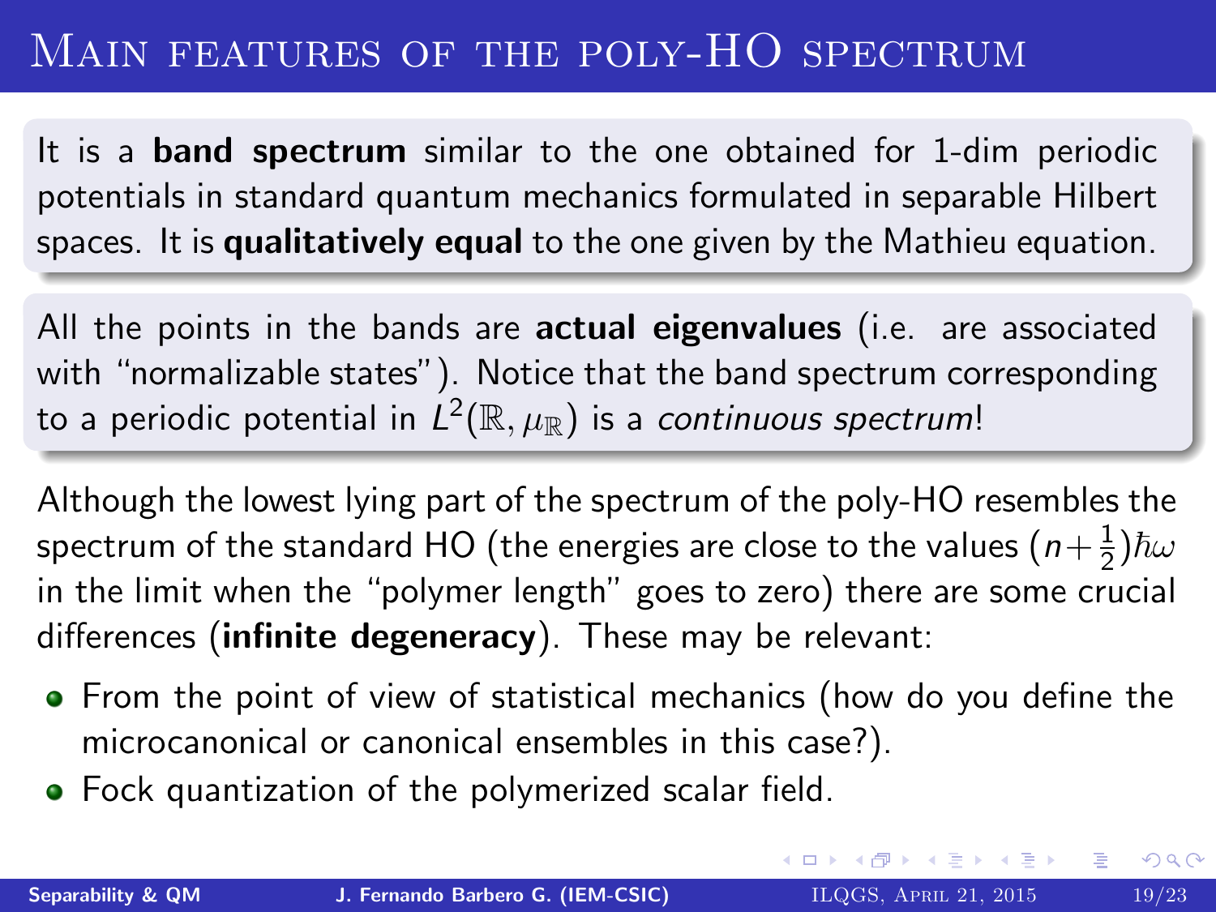# Main features of the poly-HO spectrum

It is a **band spectrum** similar to the one obtained for 1-dim periodic potentials in standard quantum mechanics formulated in separable Hilbert spaces. It is **qualitatively equal** to the one given by the Mathieu equation.

All the points in the bands are **actual eigenvalues** (i.e. are associated with "normalizable states"). Notice that the band spectrum corresponding to a periodic potential in $L^2(\mathbb{R}, \mu_{\mathbb{R}})$ is a *continuous spectrum*!

Although the lowest lying part of the spectrum of the poly-HO resembles the spectrum of the standard HO (the energies are close to the values $(n + \frac{1}{2})\hbar\omega$ in the limit when the "polymer length" goes to zero) there are some crucial differences (**infinite degeneracy**). These may be relevant:

- From the point of view of statistical mechanics (how do you define the microcanonical or canonical ensembles in this case?).
- Fock quantization of the polymerized scalar field.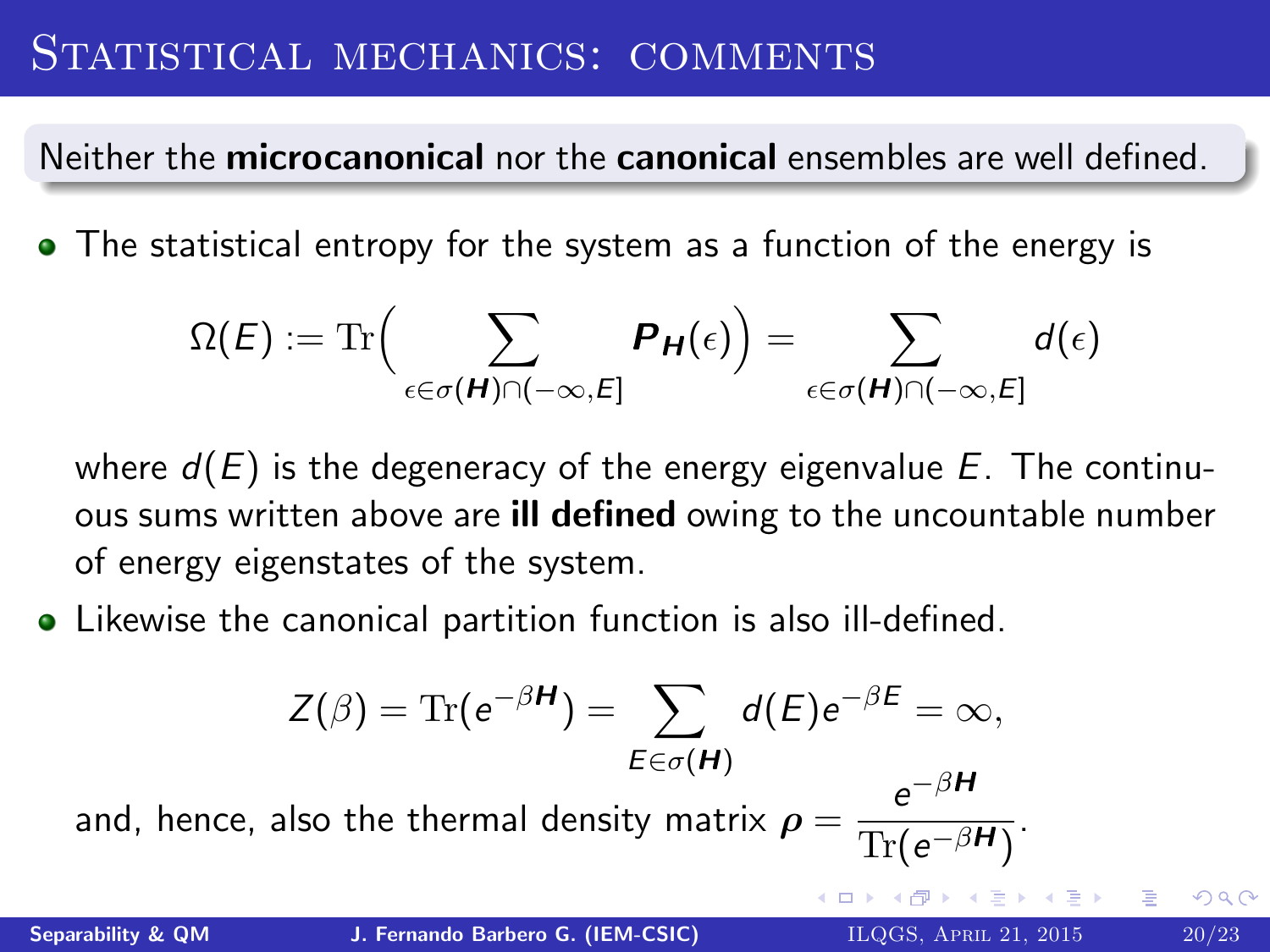# Statistical mechanics: comments

**Neither the microcanonical nor the canonical ensembles are well defined.**

- The statistical entropy for the system as a function of the energy is

$$\Omega(E) := \mathrm{Tr}\Big(\sum_{\epsilon\in\sigma(\boldsymbol{H})\cap(-\infty,E]} \boldsymbol{P_H}(\epsilon)\Big) = \sum_{\epsilon\in\sigma(\boldsymbol{H})\cap(-\infty,E]} d(\epsilon)$$

  where $d(E)$ is the degeneracy of the energy eigenvalue $E$. The continuous sums written above are **ill defined** owing to the uncountable number of energy eigenstates of the system.

- Likewise the canonical partition function is also ill-defined.

$$Z(\beta) = \mathrm{Tr}(e^{-\beta\boldsymbol{H}}) = \sum_{E\in\sigma(\boldsymbol{H})} d(E)e^{-\beta E} = \infty,$$

  and, hence, also the thermal density matrix $\boldsymbol{\rho} = \dfrac{e^{-\beta\boldsymbol{H}}}{\mathrm{Tr}(e^{-\beta\boldsymbol{H}})}$.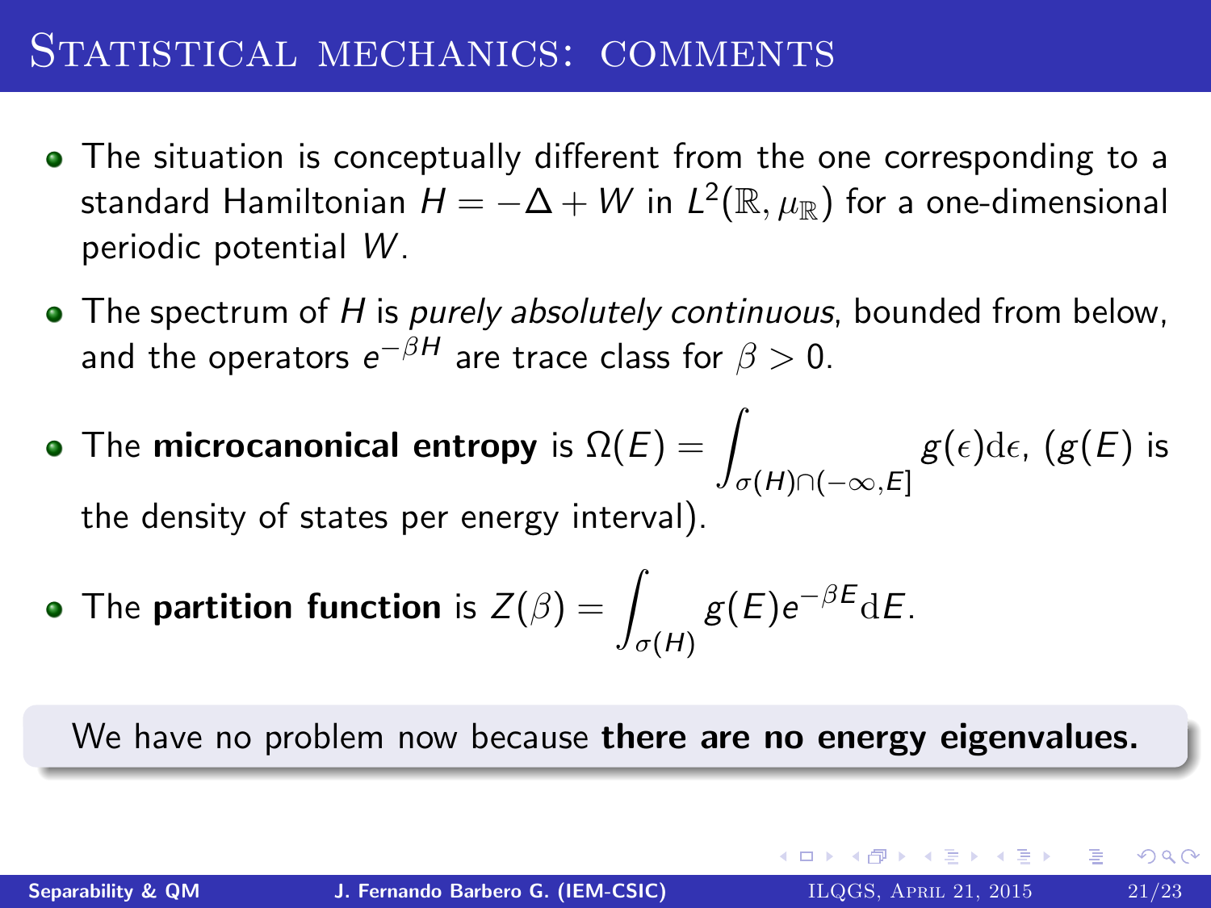# Statistical mechanics: comments

- The situation is conceptually different from the one corresponding to a standard Hamiltonian $H = -\Delta + W$ in $L^2(\mathbb{R}, \mu_{\mathbb{R}})$ for a one-dimensional periodic potential $W$.
- The spectrum of $H$ is *purely absolutely continuous*, bounded from below, and the operators $e^{-\beta H}$ are trace class for $\beta > 0$.
- The **microcanonical entropy** is $\Omega(E) = \displaystyle\int_{\sigma(H)\cap(-\infty,E]} g(\epsilon)\mathrm{d}\epsilon$, ($g(E)$ is the density of states per energy interval).
- The **partition function** is $Z(\beta) = \displaystyle\int_{\sigma(H)} g(E)e^{-\beta E}\mathrm{d}E$.

We have no problem now because **there are no energy eigenvalues.**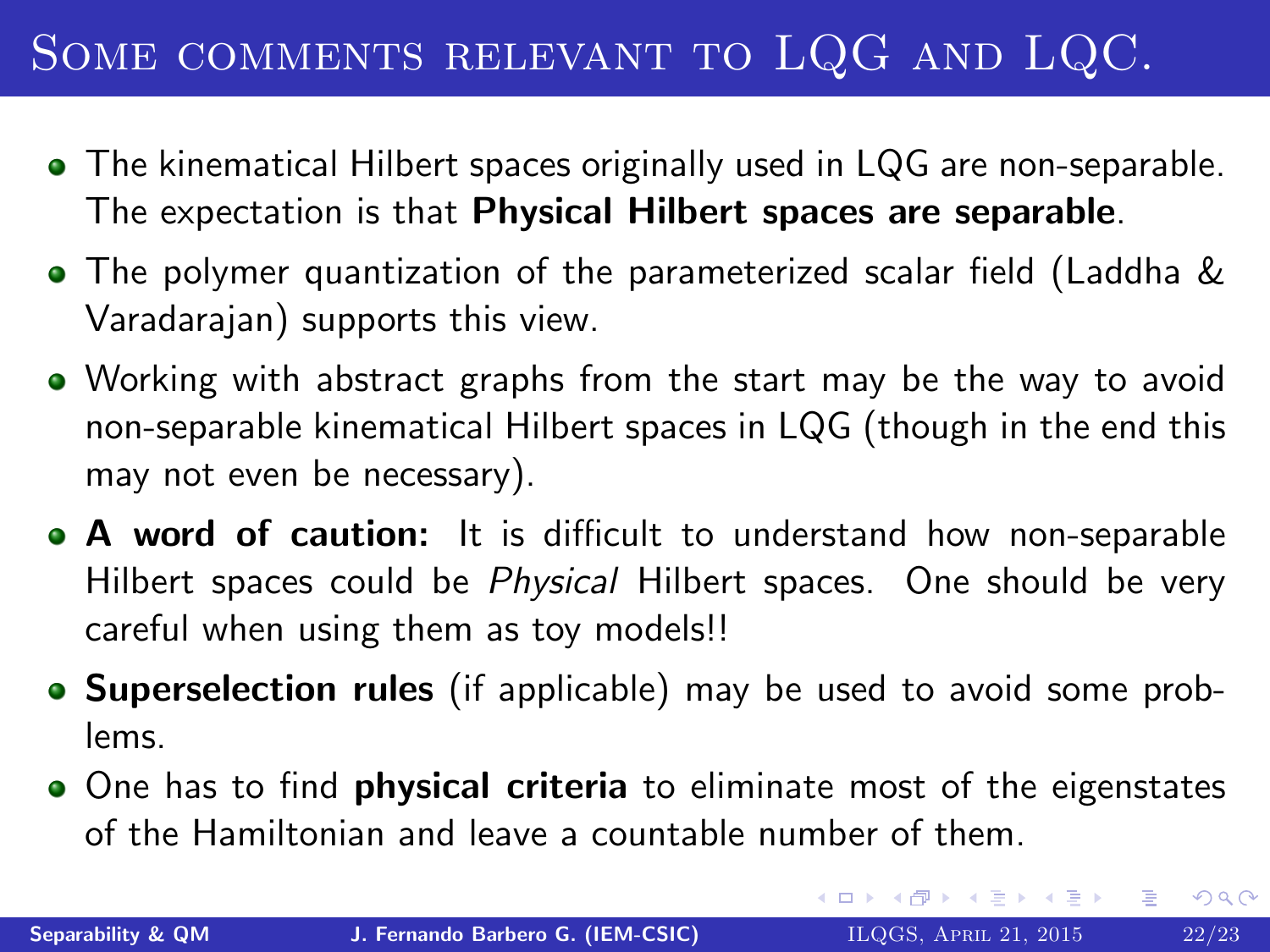# Some comments relevant to LQG and LQC.

- The kinematical Hilbert spaces originally used in LQG are non-separable. The expectation is that **Physical Hilbert spaces are separable**.
- The polymer quantization of the parameterized scalar field (Laddha & Varadarajan) supports this view.
- Working with abstract graphs from the start may be the way to avoid non-separable kinematical Hilbert spaces in LQG (though in the end this may not even be necessary).
- **A word of caution:** It is difficult to understand how non-separable Hilbert spaces could be *Physical* Hilbert spaces. One should be very careful when using them as toy models!!
- **Superselection rules** (if applicable) may be used to avoid some problems.
- One has to find **physical criteria** to eliminate most of the eigenstates of the Hamiltonian and leave a countable number of them.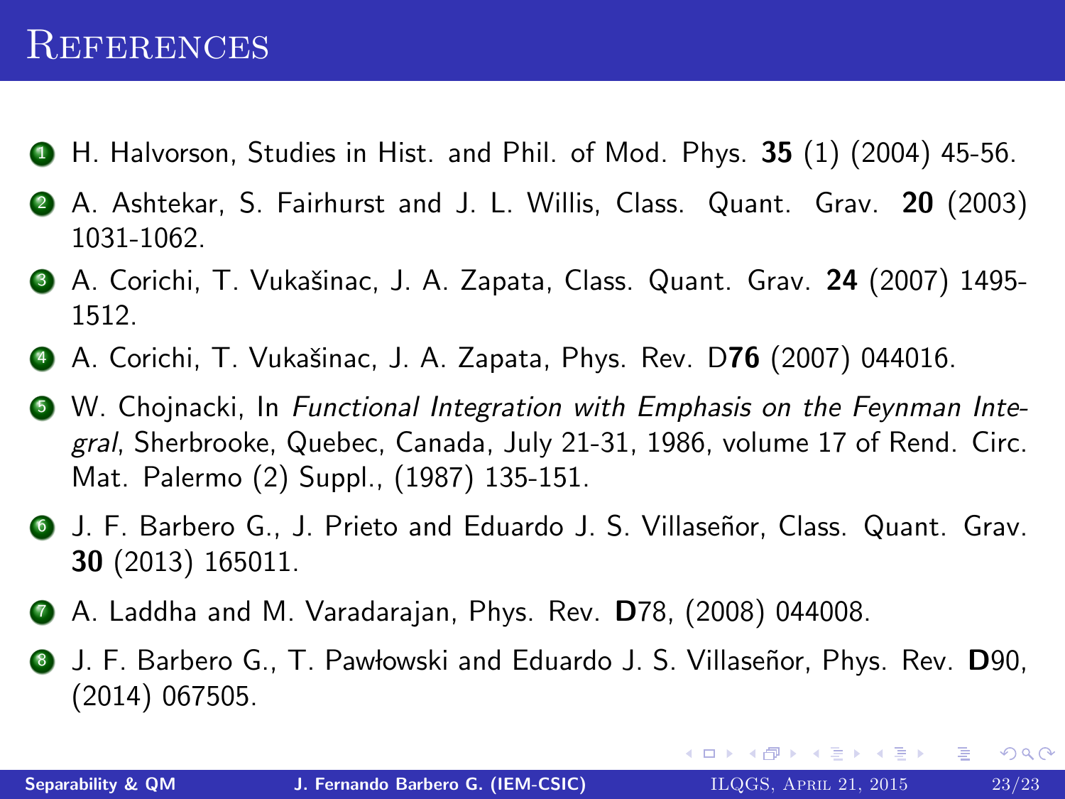# References

1. H. Halvorson, Studies in Hist. and Phil. of Mod. Phys. **35** (1) (2004) 45-56.
2. A. Ashtekar, S. Fairhurst and J. L. Willis, Class. Quant. Grav. **20** (2003) 1031-1062.
3. A. Corichi, T. Vukašinac, J. A. Zapata, Class. Quant. Grav. **24** (2007) 1495-1512.
4. A. Corichi, T. Vukašinac, J. A. Zapata, Phys. Rev. D**76** (2007) 044016.
5. W. Chojnacki, In *Functional Integration with Emphasis on the Feynman Integral*, Sherbrooke, Quebec, Canada, July 21-31, 1986, volume 17 of Rend. Circ. Mat. Palermo (2) Suppl., (1987) 135-151.
6. J. F. Barbero G., J. Prieto and Eduardo J. S. Villaseñor, Class. Quant. Grav. **30** (2013) 165011.
7. A. Laddha and M. Varadarajan, Phys. Rev. **D**78, (2008) 044008.
8. J. F. Barbero G., T. Pawłowski and Eduardo J. S. Villaseñor, Phys. Rev. **D**90, (2014) 067505.